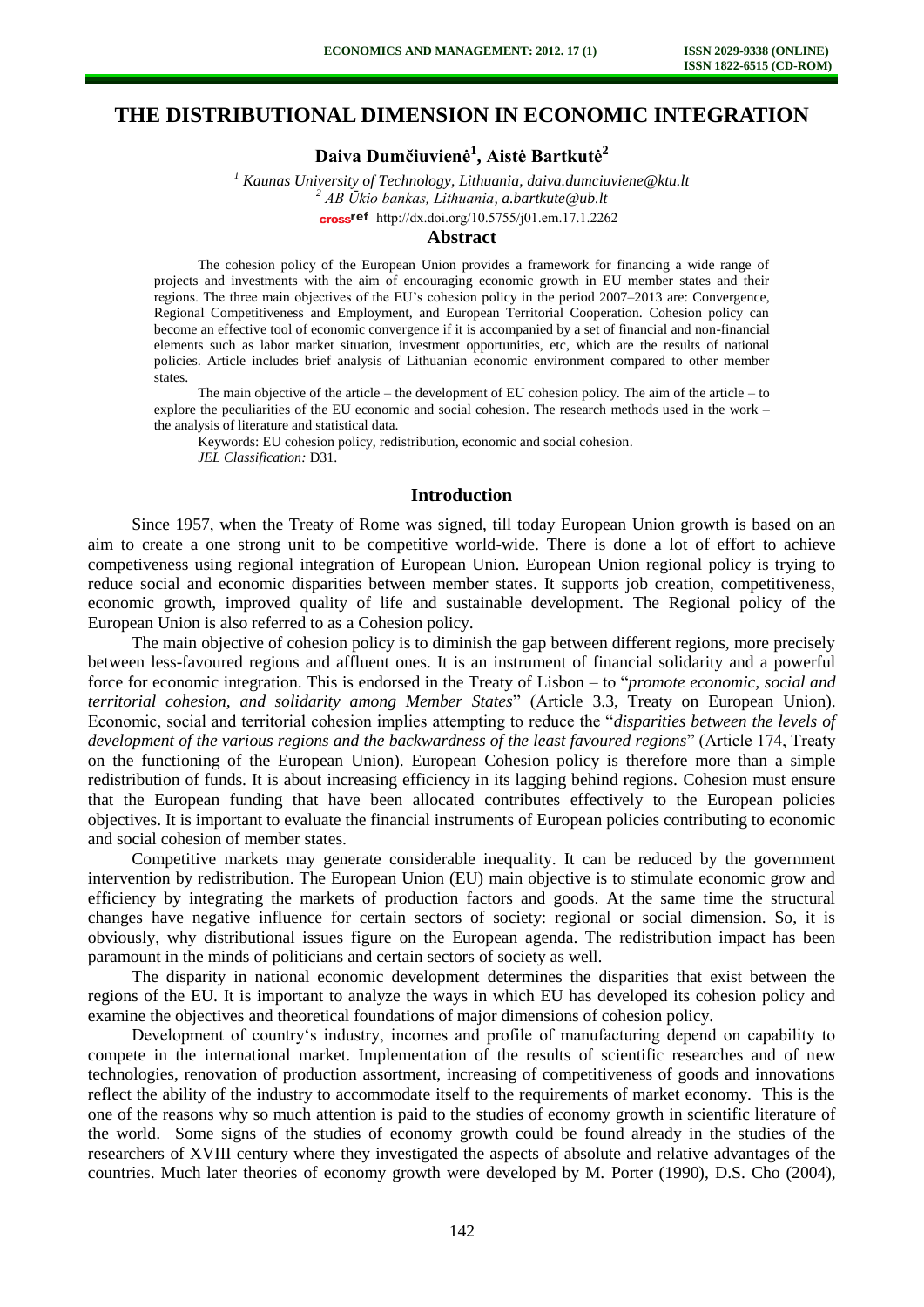# THE DISTRIBUTIONAL DIMENSION IN ECONOMIC INTEGRATION

**Daiva Dumčiuvienė[1], Aistė Bartkutė[2]**

*[1] Kaunas University of Technology, Lithuania, daiva.dumciuviene@ktu.lt*
*[2] AB Ūkio bankas, Lithuania, a.bartkute@ub.lt*
crossref http://dx.doi.org/10.5755/j01.em.17.1.2262

## Abstract

The cohesion policy of the European Union provides a framework for financing a wide range of projects and investments with the aim of encouraging economic growth in EU member states and their regions. The three main objectives of the EU's cohesion policy in the period 2007–2013 are: Convergence, Regional Competitiveness and Employment, and European Territorial Cooperation. Cohesion policy can become an effective tool of economic convergence if it is accompanied by a set of financial and non-financial elements such as labor market situation, investment opportunities, etc, which are the results of national policies. Article includes brief analysis of Lithuanian economic environment compared to other member states.

The main objective of the article – the development of EU cohesion policy. The aim of the article – to explore the peculiarities of the EU economic and social cohesion. The research methods used in the work – the analysis of literature and statistical data.

Keywords: EU cohesion policy, redistribution, economic and social cohesion.

*JEL Classification:* D31.

## Introduction

Since 1957, when the Treaty of Rome was signed, till today European Union growth is based on an aim to create a one strong unit to be competitive world-wide. There is done a lot of effort to achieve competiveness using regional integration of European Union. European Union regional policy is trying to reduce social and economic disparities between member states. It supports job creation, competitiveness, economic growth, improved quality of life and sustainable development. The Regional policy of the European Union is also referred to as a Cohesion policy.

The main objective of cohesion policy is to diminish the gap between different regions, more precisely between less-favoured regions and affluent ones. It is an instrument of financial solidarity and a powerful force for economic integration. This is endorsed in the Treaty of Lisbon – to "*promote economic, social and territorial cohesion, and solidarity among Member States*" (Article 3.3, Treaty on European Union). Economic, social and territorial cohesion implies attempting to reduce the "*disparities between the levels of development of the various regions and the backwardness of the least favoured regions*" (Article 174, Treaty on the functioning of the European Union). European Cohesion policy is therefore more than a simple redistribution of funds. It is about increasing efficiency in its lagging behind regions. Cohesion must ensure that the European funding that have been allocated contributes effectively to the European policies objectives. It is important to evaluate the financial instruments of European policies contributing to economic and social cohesion of member states.

Competitive markets may generate considerable inequality. It can be reduced by the government intervention by redistribution. The European Union (EU) main objective is to stimulate economic grow and efficiency by integrating the markets of production factors and goods. At the same time the structural changes have negative influence for certain sectors of society: regional or social dimension. So, it is obviously, why distributional issues figure on the European agenda. The redistribution impact has been paramount in the minds of politicians and certain sectors of society as well.

The disparity in national economic development determines the disparities that exist between the regions of the EU. It is important to analyze the ways in which EU has developed its cohesion policy and examine the objectives and theoretical foundations of major dimensions of cohesion policy.

Development of country's industry, incomes and profile of manufacturing depend on capability to compete in the international market. Implementation of the results of scientific researches and of new technologies, renovation of production assortment, increasing of competitiveness of goods and innovations reflect the ability of the industry to accommodate itself to the requirements of market economy. This is the one of the reasons why so much attention is paid to the studies of economy growth in scientific literature of the world. Some signs of the studies of economy growth could be found already in the studies of the researchers of XVIII century where they investigated the aspects of absolute and relative advantages of the countries. Much later theories of economy growth were developed by M. Porter (1990), D.S. Cho (2004),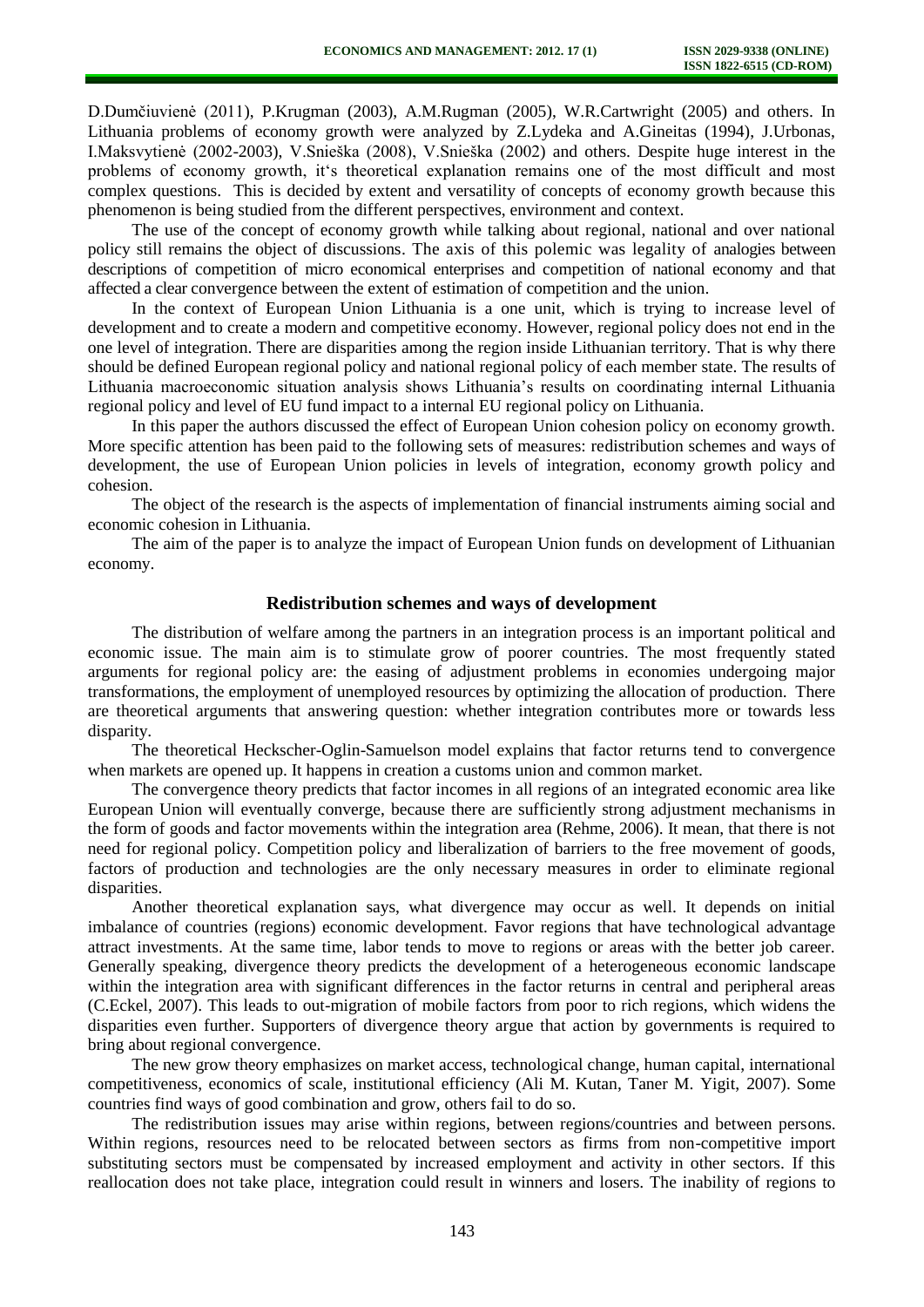D.Dumčiuvienė (2011), P.Krugman (2003), A.M.Rugman (2005), W.R.Cartwright (2005) and others. In Lithuania problems of economy growth were analyzed by Z.Lydeka and A.Gineitas (1994), J.Urbonas, I.Maksvytienė (2002-2003), V.Snieška (2008), V.Snieška (2002) and others. Despite huge interest in the problems of economy growth, it's theoretical explanation remains one of the most difficult and most complex questions. This is decided by extent and versatility of concepts of economy growth because this phenomenon is being studied from the different perspectives, environment and context.

The use of the concept of economy growth while talking about regional, national and over national policy still remains the object of discussions. The axis of this polemic was legality of analogies between descriptions of competition of micro economical enterprises and competition of national economy and that affected a clear convergence between the extent of estimation of competition and the union.

In the context of European Union Lithuania is a one unit, which is trying to increase level of development and to create a modern and competitive economy. However, regional policy does not end in the one level of integration. There are disparities among the region inside Lithuanian territory. That is why there should be defined European regional policy and national regional policy of each member state. The results of Lithuania macroeconomic situation analysis shows Lithuania's results on coordinating internal Lithuania regional policy and level of EU fund impact to a internal EU regional policy on Lithuania.

In this paper the authors discussed the effect of European Union cohesion policy on economy growth. More specific attention has been paid to the following sets of measures: redistribution schemes and ways of development, the use of European Union policies in levels of integration, economy growth policy and cohesion.

The object of the research is the aspects of implementation of financial instruments aiming social and economic cohesion in Lithuania.

The aim of the paper is to analyze the impact of European Union funds on development of Lithuanian economy.

## Redistribution schemes and ways of development

The distribution of welfare among the partners in an integration process is an important political and economic issue. The main aim is to stimulate grow of poorer countries. The most frequently stated arguments for regional policy are: the easing of adjustment problems in economies undergoing major transformations, the employment of unemployed resources by optimizing the allocation of production. There are theoretical arguments that answering question: whether integration contributes more or towards less disparity.

The theoretical Heckscher-Oglin-Samuelson model explains that factor returns tend to convergence when markets are opened up. It happens in creation a customs union and common market.

The convergence theory predicts that factor incomes in all regions of an integrated economic area like European Union will eventually converge, because there are sufficiently strong adjustment mechanisms in the form of goods and factor movements within the integration area (Rehme, 2006). It mean, that there is not need for regional policy. Competition policy and liberalization of barriers to the free movement of goods, factors of production and technologies are the only necessary measures in order to eliminate regional disparities.

Another theoretical explanation says, what divergence may occur as well. It depends on initial imbalance of countries (regions) economic development. Favor regions that have technological advantage attract investments. At the same time, labor tends to move to regions or areas with the better job career. Generally speaking, divergence theory predicts the development of a heterogeneous economic landscape within the integration area with significant differences in the factor returns in central and peripheral areas (C.Eckel, 2007). This leads to out-migration of mobile factors from poor to rich regions, which widens the disparities even further. Supporters of divergence theory argue that action by governments is required to bring about regional convergence.

The new grow theory emphasizes on market access, technological change, human capital, international competitiveness, economics of scale, institutional efficiency (Ali M. Kutan, Taner M. Yigit, 2007). Some countries find ways of good combination and grow, others fail to do so.

The redistribution issues may arise within regions, between regions/countries and between persons. Within regions, resources need to be relocated between sectors as firms from non-competitive import substituting sectors must be compensated by increased employment and activity in other sectors. If this reallocation does not take place, integration could result in winners and losers. The inability of regions to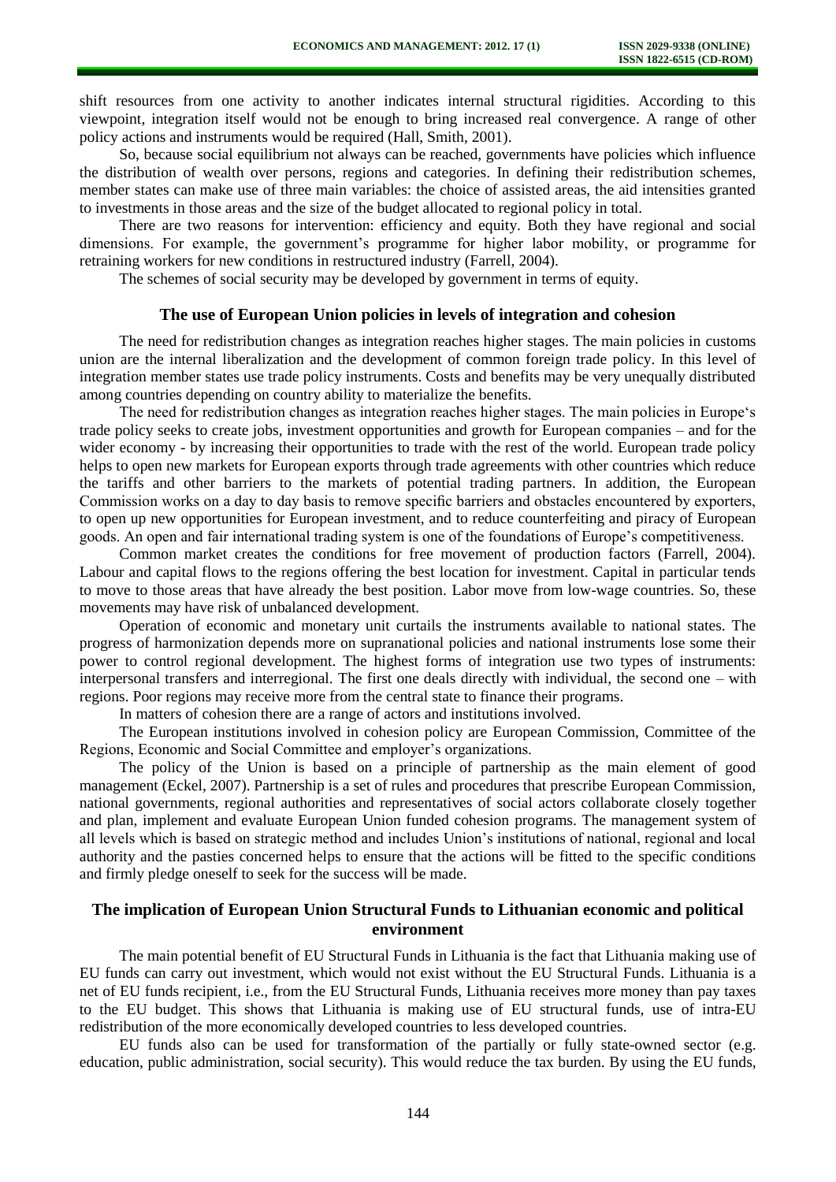shift resources from one activity to another indicates internal structural rigidities. According to this viewpoint, integration itself would not be enough to bring increased real convergence. A range of other policy actions and instruments would be required (Hall, Smith, 2001).

So, because social equilibrium not always can be reached, governments have policies which influence the distribution of wealth over persons, regions and categories. In defining their redistribution schemes, member states can make use of three main variables: the choice of assisted areas, the aid intensities granted to investments in those areas and the size of the budget allocated to regional policy in total.

There are two reasons for intervention: efficiency and equity. Both they have regional and social dimensions. For example, the government's programme for higher labor mobility, or programme for retraining workers for new conditions in restructured industry (Farrell, 2004).

The schemes of social security may be developed by government in terms of equity.

## The use of European Union policies in levels of integration and cohesion

The need for redistribution changes as integration reaches higher stages. The main policies in customs union are the internal liberalization and the development of common foreign trade policy. In this level of integration member states use trade policy instruments. Costs and benefits may be very unequally distributed among countries depending on country ability to materialize the benefits.

The need for redistribution changes as integration reaches higher stages. The main policies in Europe's trade policy seeks to create jobs, investment opportunities and growth for European companies – and for the wider economy - by increasing their opportunities to trade with the rest of the world. European trade policy helps to open new markets for European exports through trade agreements with other countries which reduce the tariffs and other barriers to the markets of potential trading partners. In addition, the European Commission works on a day to day basis to remove specific barriers and obstacles encountered by exporters, to open up new opportunities for European investment, and to reduce counterfeiting and piracy of European goods. An open and fair international trading system is one of the foundations of Europe's competitiveness.

Common market creates the conditions for free movement of production factors (Farrell, 2004). Labour and capital flows to the regions offering the best location for investment. Capital in particular tends to move to those areas that have already the best position. Labor move from low-wage countries. So, these movements may have risk of unbalanced development.

Operation of economic and monetary unit curtails the instruments available to national states. The progress of harmonization depends more on supranational policies and national instruments lose some their power to control regional development. The highest forms of integration use two types of instruments: interpersonal transfers and interregional. The first one deals directly with individual, the second one – with regions. Poor regions may receive more from the central state to finance their programs.

In matters of cohesion there are a range of actors and institutions involved.

The European institutions involved in cohesion policy are European Commission, Committee of the Regions, Economic and Social Committee and employer's organizations.

The policy of the Union is based on a principle of partnership as the main element of good management (Eckel, 2007). Partnership is a set of rules and procedures that prescribe European Commission, national governments, regional authorities and representatives of social actors collaborate closely together and plan, implement and evaluate European Union funded cohesion programs. The management system of all levels which is based on strategic method and includes Union's institutions of national, regional and local authority and the pasties concerned helps to ensure that the actions will be fitted to the specific conditions and firmly pledge oneself to seek for the success will be made.

## The implication of European Union Structural Funds to Lithuanian economic and political environment

The main potential benefit of EU Structural Funds in Lithuania is the fact that Lithuania making use of EU funds can carry out investment, which would not exist without the EU Structural Funds. Lithuania is a net of EU funds recipient, i.e., from the EU Structural Funds, Lithuania receives more money than pay taxes to the EU budget. This shows that Lithuania is making use of EU structural funds, use of intra-EU redistribution of the more economically developed countries to less developed countries.

EU funds also can be used for transformation of the partially or fully state-owned sector (e.g. education, public administration, social security). This would reduce the tax burden. By using the EU funds,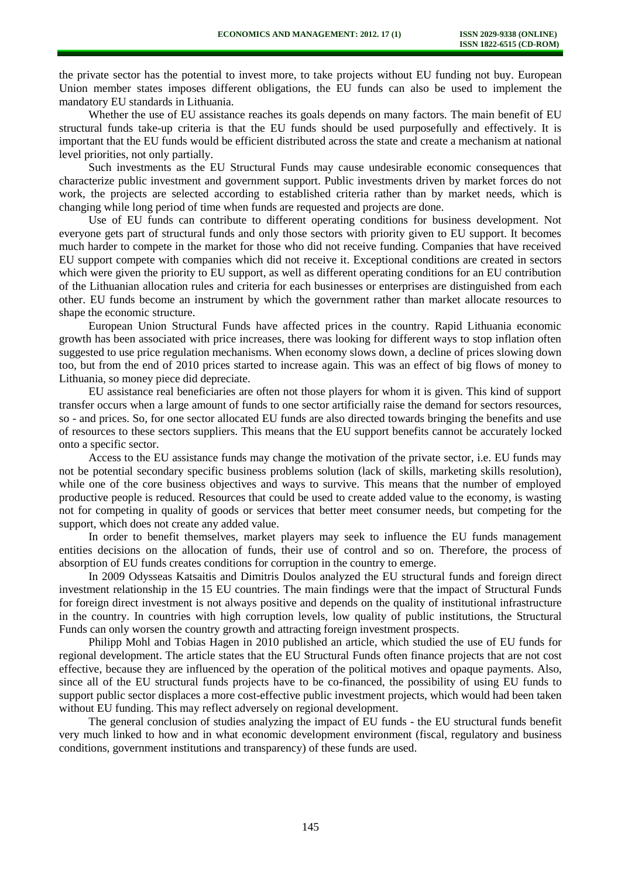the private sector has the potential to invest more, to take projects without EU funding not buy. European Union member states imposes different obligations, the EU funds can also be used to implement the mandatory EU standards in Lithuania.

Whether the use of EU assistance reaches its goals depends on many factors. The main benefit of EU structural funds take-up criteria is that the EU funds should be used purposefully and effectively. It is important that the EU funds would be efficient distributed across the state and create a mechanism at national level priorities, not only partially.

Such investments as the EU Structural Funds may cause undesirable economic consequences that characterize public investment and government support. Public investments driven by market forces do not work, the projects are selected according to established criteria rather than by market needs, which is changing while long period of time when funds are requested and projects are done.

Use of EU funds can contribute to different operating conditions for business development. Not everyone gets part of structural funds and only those sectors with priority given to EU support. It becomes much harder to compete in the market for those who did not receive funding. Companies that have received EU support compete with companies which did not receive it. Exceptional conditions are created in sectors which were given the priority to EU support, as well as different operating conditions for an EU contribution of the Lithuanian allocation rules and criteria for each businesses or enterprises are distinguished from each other. EU funds become an instrument by which the government rather than market allocate resources to shape the economic structure.

European Union Structural Funds have affected prices in the country. Rapid Lithuania economic growth has been associated with price increases, there was looking for different ways to stop inflation often suggested to use price regulation mechanisms. When economy slows down, a decline of prices slowing down too, but from the end of 2010 prices started to increase again. This was an effect of big flows of money to Lithuania, so money piece did depreciate.

EU assistance real beneficiaries are often not those players for whom it is given. This kind of support transfer occurs when a large amount of funds to one sector artificially raise the demand for sectors resources, so - and prices. So, for one sector allocated EU funds are also directed towards bringing the benefits and use of resources to these sectors suppliers. This means that the EU support benefits cannot be accurately locked onto a specific sector.

Access to the EU assistance funds may change the motivation of the private sector, i.e. EU funds may not be potential secondary specific business problems solution (lack of skills, marketing skills resolution), while one of the core business objectives and ways to survive. This means that the number of employed productive people is reduced. Resources that could be used to create added value to the economy, is wasting not for competing in quality of goods or services that better meet consumer needs, but competing for the support, which does not create any added value.

In order to benefit themselves, market players may seek to influence the EU funds management entities decisions on the allocation of funds, their use of control and so on. Therefore, the process of absorption of EU funds creates conditions for corruption in the country to emerge.

In 2009 Odysseas Katsaitis and Dimitris Doulos analyzed the EU structural funds and foreign direct investment relationship in the 15 EU countries. The main findings were that the impact of Structural Funds for foreign direct investment is not always positive and depends on the quality of institutional infrastructure in the country. In countries with high corruption levels, low quality of public institutions, the Structural Funds can only worsen the country growth and attracting foreign investment prospects.

Philipp Mohl and Tobias Hagen in 2010 published an article, which studied the use of EU funds for regional development. The article states that the EU Structural Funds often finance projects that are not cost effective, because they are influenced by the operation of the political motives and opaque payments. Also, since all of the EU structural funds projects have to be co-financed, the possibility of using EU funds to support public sector displaces a more cost-effective public investment projects, which would had been taken without EU funding. This may reflect adversely on regional development.

The general conclusion of studies analyzing the impact of EU funds - the EU structural funds benefit very much linked to how and in what economic development environment (fiscal, regulatory and business conditions, government institutions and transparency) of these funds are used.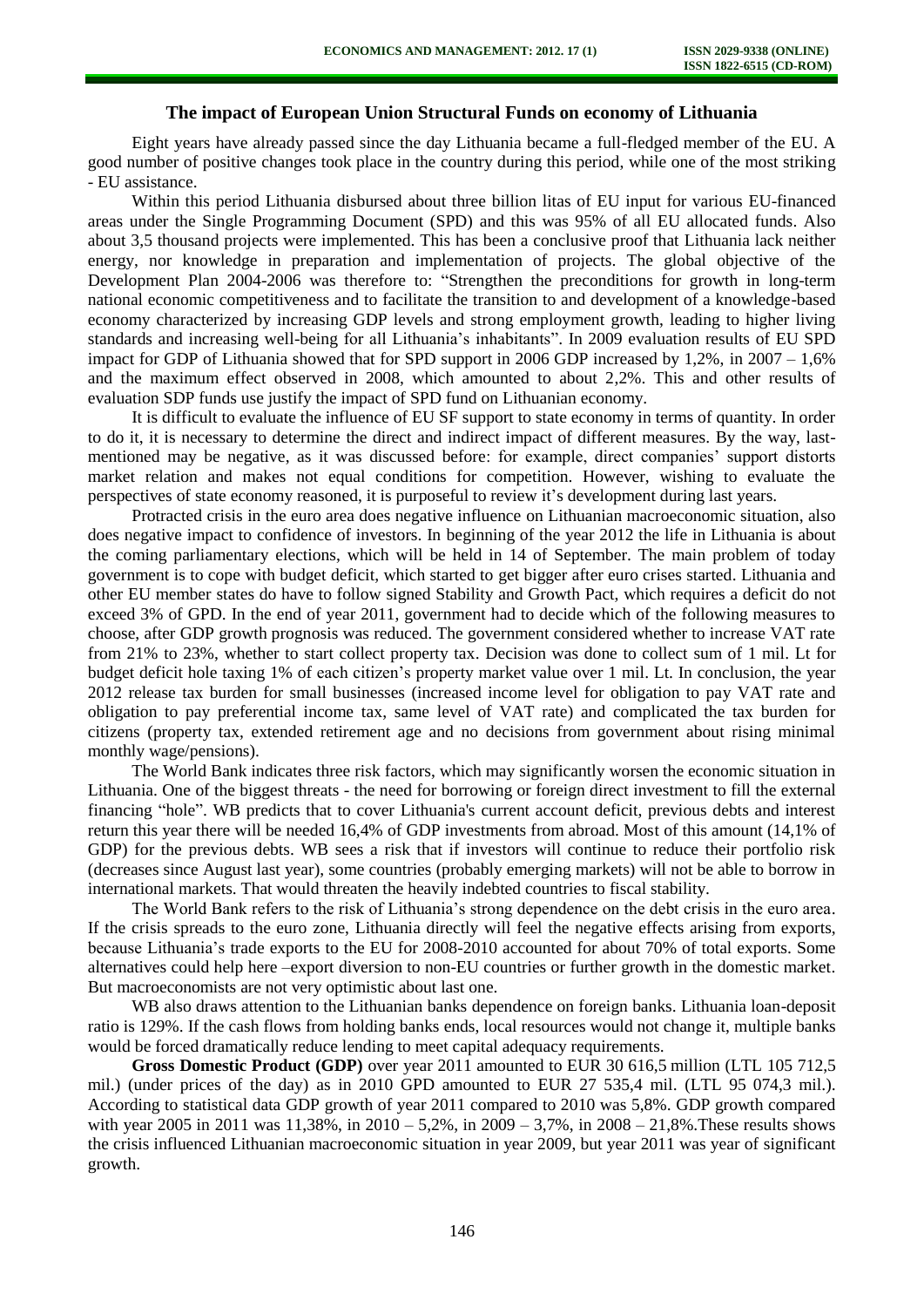## The impact of European Union Structural Funds on economy of Lithuania

Eight years have already passed since the day Lithuania became a full-fledged member of the EU. A good number of positive changes took place in the country during this period, while one of the most striking - EU assistance.

Within this period Lithuania disbursed about three billion litas of EU input for various EU-financed areas under the Single Programming Document (SPD) and this was 95% of all EU allocated funds. Also about 3,5 thousand projects were implemented. This has been a conclusive proof that Lithuania lack neither energy, nor knowledge in preparation and implementation of projects. The global objective of the Development Plan 2004-2006 was therefore to: "Strengthen the preconditions for growth in long-term national economic competitiveness and to facilitate the transition to and development of a knowledge-based economy characterized by increasing GDP levels and strong employment growth, leading to higher living standards and increasing well-being for all Lithuania's inhabitants". In 2009 evaluation results of EU SPD impact for GDP of Lithuania showed that for SPD support in 2006 GDP increased by 1,2%, in 2007 – 1,6% and the maximum effect observed in 2008, which amounted to about 2,2%. This and other results of evaluation SDP funds use justify the impact of SPD fund on Lithuanian economy.

It is difficult to evaluate the influence of EU SF support to state economy in terms of quantity. In order to do it, it is necessary to determine the direct and indirect impact of different measures. By the way, last-mentioned may be negative, as it was discussed before: for example, direct companies' support distorts market relation and makes not equal conditions for competition. However, wishing to evaluate the perspectives of state economy reasoned, it is purposeful to review it's development during last years.

Protracted crisis in the euro area does negative influence on Lithuanian macroeconomic situation, also does negative impact to confidence of investors. In beginning of the year 2012 the life in Lithuania is about the coming parliamentary elections, which will be held in 14 of September. The main problem of today government is to cope with budget deficit, which started to get bigger after euro crises started. Lithuania and other EU member states do have to follow signed Stability and Growth Pact, which requires a deficit do not exceed 3% of GPD. In the end of year 2011, government had to decide which of the following measures to choose, after GDP growth prognosis was reduced. The government considered whether to increase VAT rate from 21% to 23%, whether to start collect property tax. Decision was done to collect sum of 1 mil. Lt for budget deficit hole taxing 1% of each citizen's property market value over 1 mil. Lt. In conclusion, the year 2012 release tax burden for small businesses (increased income level for obligation to pay VAT rate and obligation to pay preferential income tax, same level of VAT rate) and complicated the tax burden for citizens (property tax, extended retirement age and no decisions from government about rising minimal monthly wage/pensions).

The World Bank indicates three risk factors, which may significantly worsen the economic situation in Lithuania. One of the biggest threats - the need for borrowing or foreign direct investment to fill the external financing "hole". WB predicts that to cover Lithuania's current account deficit, previous debts and interest return this year there will be needed 16,4% of GDP investments from abroad. Most of this amount (14,1% of GDP) for the previous debts. WB sees a risk that if investors will continue to reduce their portfolio risk (decreases since August last year), some countries (probably emerging markets) will not be able to borrow in international markets. That would threaten the heavily indebted countries to fiscal stability.

The World Bank refers to the risk of Lithuania's strong dependence on the debt crisis in the euro area. If the crisis spreads to the euro zone, Lithuania directly will feel the negative effects arising from exports, because Lithuania's trade exports to the EU for 2008-2010 accounted for about 70% of total exports. Some alternatives could help here –export diversion to non-EU countries or further growth in the domestic market. But macroeconomists are not very optimistic about last one.

WB also draws attention to the Lithuanian banks dependence on foreign banks. Lithuania loan-deposit ratio is 129%. If the cash flows from holding banks ends, local resources would not change it, multiple banks would be forced dramatically reduce lending to meet capital adequacy requirements.

**Gross Domestic Product (GDP)** over year 2011 amounted to EUR 30 616,5 million (LTL 105 712,5 mil.) (under prices of the day) as in 2010 GPD amounted to EUR 27 535,4 mil. (LTL 95 074,3 mil.). According to statistical data GDP growth of year 2011 compared to 2010 was 5,8%. GDP growth compared with year 2005 in 2011 was 11,38%, in 2010 – 5,2%, in 2009 – 3,7%, in 2008 – 21,8%.These results shows the crisis influenced Lithuanian macroeconomic situation in year 2009, but year 2011 was year of significant growth.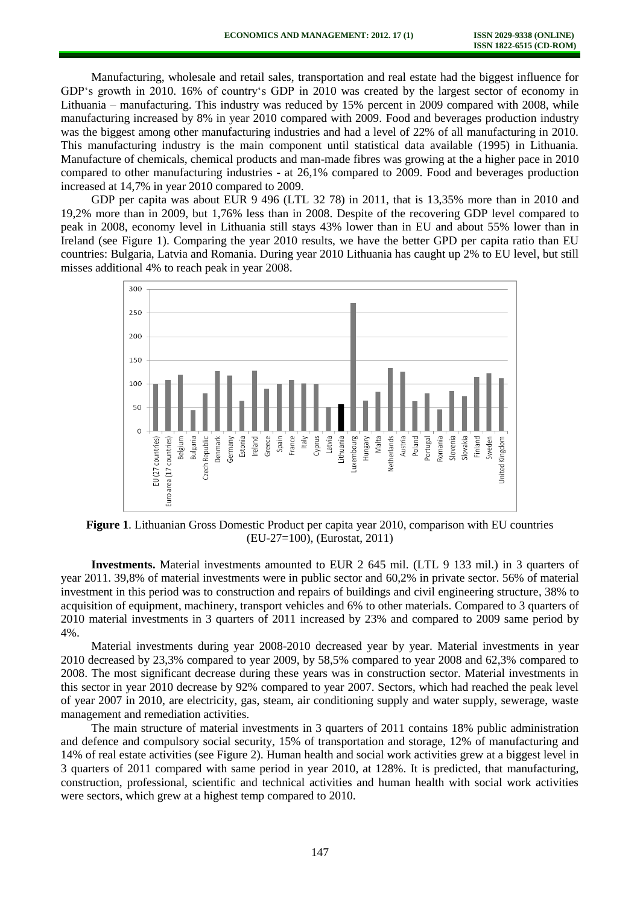Manufacturing, wholesale and retail sales, transportation and real estate had the biggest influence for GDP's growth in 2010. 16% of country's GDP in 2010 was created by the largest sector of economy in Lithuania – manufacturing. This industry was reduced by 15% percent in 2009 compared with 2008, while manufacturing increased by 8% in year 2010 compared with 2009. Food and beverages production industry was the biggest among other manufacturing industries and had a level of 22% of all manufacturing in 2010. This manufacturing industry is the main component until statistical data available (1995) in Lithuania. Manufacture of chemicals, chemical products and man-made fibres was growing at the a higher pace in 2010 compared to other manufacturing industries - at 26,1% compared to 2009. Food and beverages production increased at 14,7% in year 2010 compared to 2009.

GDP per capita was about EUR 9 496 (LTL 32 78) in 2011, that is 13,35% more than in 2010 and 19,2% more than in 2009, but 1,76% less than in 2008. Despite of the recovering GDP level compared to peak in 2008, economy level in Lithuania still stays 43% lower than in EU and about 55% lower than in Ireland (see Figure 1). Comparing the year 2010 results, we have the better GPD per capita ratio than EU countries: Bulgaria, Latvia and Romania. During year 2010 Lithuania has caught up 2% to EU level, but still misses additional 4% to reach peak in year 2008.

**Figure 1**. Lithuanian Gross Domestic Product per capita year 2010, comparison with EU countries (EU-27=100), (Eurostat, 2011)

**Investments.** Material investments amounted to EUR 2 645 mil. (LTL 9 133 mil.) in 3 quarters of year 2011. 39,8% of material investments were in public sector and 60,2% in private sector. 56% of material investment in this period was to construction and repairs of buildings and civil engineering structure, 38% to acquisition of equipment, machinery, transport vehicles and 6% to other materials. Compared to 3 quarters of 2010 material investments in 3 quarters of 2011 increased by 23% and compared to 2009 same period by 4%.

Material investments during year 2008-2010 decreased year by year. Material investments in year 2010 decreased by 23,3% compared to year 2009, by 58,5% compared to year 2008 and 62,3% compared to 2008. The most significant decrease during these years was in construction sector. Material investments in this sector in year 2010 decrease by 92% compared to year 2007. Sectors, which had reached the peak level of year 2007 in 2010, are electricity, gas, steam, air conditioning supply and water supply, sewerage, waste management and remediation activities.

The main structure of material investments in 3 quarters of 2011 contains 18% public administration and defence and compulsory social security, 15% of transportation and storage, 12% of manufacturing and 14% of real estate activities (see Figure 2). Human health and social work activities grew at a biggest level in 3 quarters of 2011 compared with same period in year 2010, at 128%. It is predicted, that manufacturing, construction, professional, scientific and technical activities and human health with social work activities were sectors, which grew at a highest temp compared to 2010.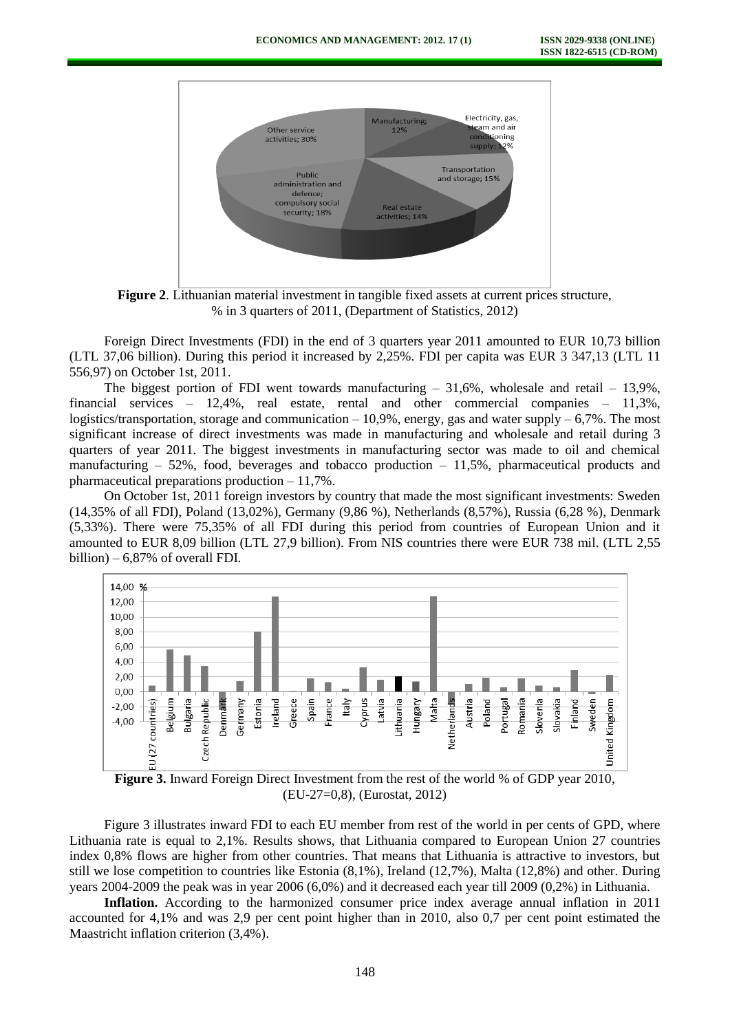**Figure 2**. Lithuanian material investment in tangible fixed assets at current prices structure, % in 3 quarters of 2011, (Department of Statistics, 2012)

Foreign Direct Investments (FDI) in the end of 3 quarters year 2011 amounted to EUR 10,73 billion (LTL 37,06 billion). During this period it increased by 2,25%. FDI per capita was EUR 3 347,13 (LTL 11 556,97) on October 1st, 2011.

The biggest portion of FDI went towards manufacturing – 31,6%, wholesale and retail – 13,9%, financial services – 12,4%, real estate, rental and other commercial companies – 11,3%, logistics/transportation, storage and communication – 10,9%, energy, gas and water supply – 6,7%. The most significant increase of direct investments was made in manufacturing and wholesale and retail during 3 quarters of year 2011. The biggest investments in manufacturing sector was made to oil and chemical manufacturing – 52%, food, beverages and tobacco production – 11,5%, pharmaceutical products and pharmaceutical preparations production – 11,7%.

On October 1st, 2011 foreign investors by country that made the most significant investments: Sweden (14,35% of all FDI), Poland (13,02%), Germany (9,86 %), Netherlands (8,57%), Russia (6,28 %), Denmark (5,33%). There were 75,35% of all FDI during this period from countries of European Union and it amounted to EUR 8,09 billion (LTL 27,9 billion). From NIS countries there were EUR 738 mil. (LTL 2,55 billion) – 6,87% of overall FDI.

**Figure 3.** Inward Foreign Direct Investment from the rest of the world % of GDP year 2010, (EU-27=0,8), (Eurostat, 2012)

Figure 3 illustrates inward FDI to each EU member from rest of the world in per cents of GPD, where Lithuania rate is equal to 2,1%. Results shows, that Lithuania compared to European Union 27 countries index 0,8% flows are higher from other countries. That means that Lithuania is attractive to investors, but still we lose competition to countries like Estonia (8,1%), Ireland (12,7%), Malta (12,8%) and other. During years 2004-2009 the peak was in year 2006 (6,0%) and it decreased each year till 2009 (0,2%) in Lithuania.

**Inflation.** According to the harmonized consumer price index average annual inflation in 2011 accounted for 4,1% and was 2,9 per cent point higher than in 2010, also 0,7 per cent point estimated the Maastricht inflation criterion (3,4%).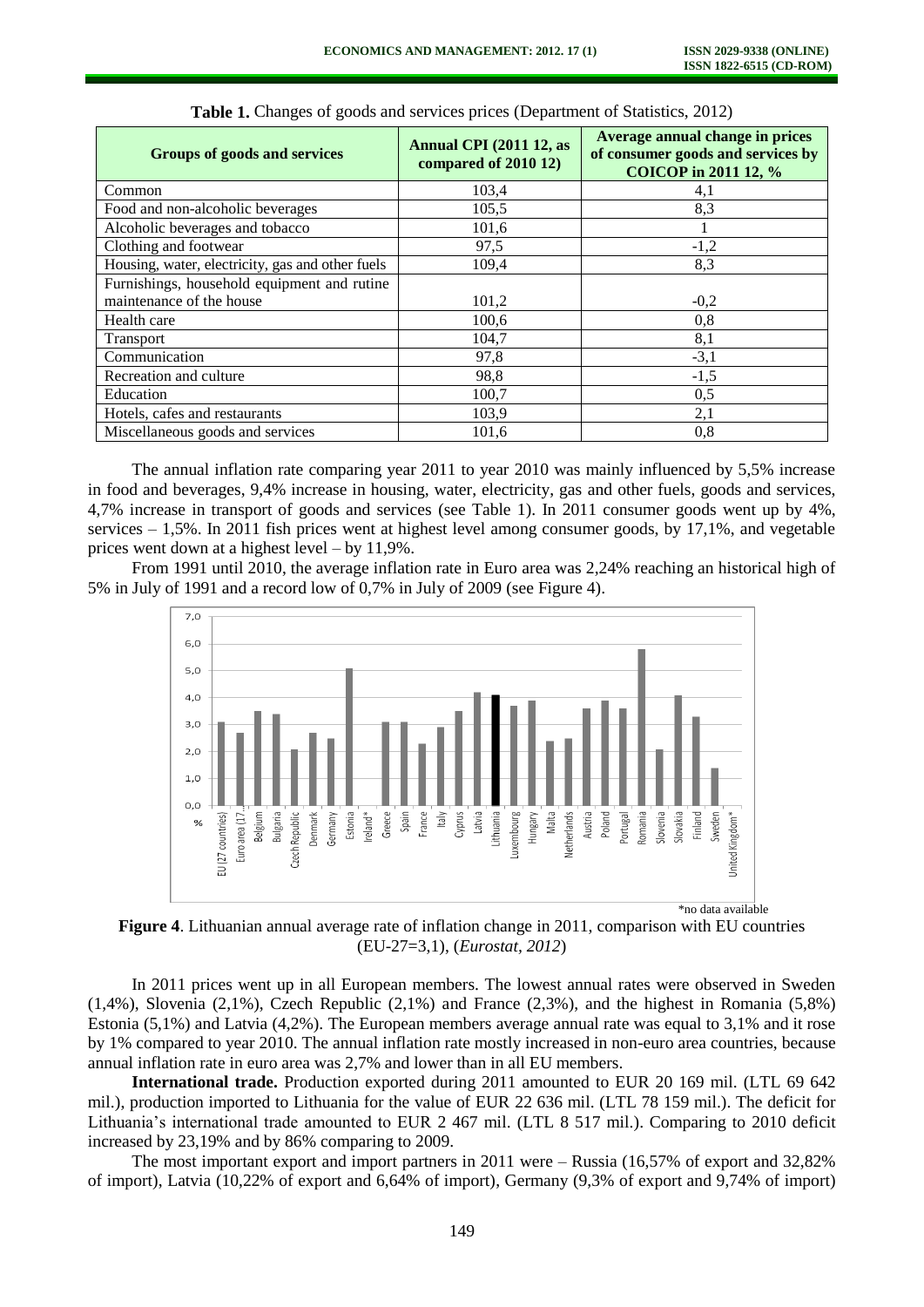**Table 1.** Changes of goods and services prices (Department of Statistics, 2012)

| Groups of goods and services | Annual CPI (2011 12, as compared of 2010 12) | Average annual change in prices of consumer goods and services by COICOP in 2011 12, % |
|---|---|---|
| Common | 103,4 | 4,1 |
| Food and non-alcoholic beverages | 105,5 | 8,3 |
| Alcoholic beverages and tobacco | 101,6 | 1 |
| Clothing and footwear | 97,5 | -1,2 |
| Housing, water, electricity, gas and other fuels | 109,4 | 8,3 |
| Furnishings, household equipment and rutine maintenance of the house | 101,2 | -0,2 |
| Health care | 100,6 | 0,8 |
| Transport | 104,7 | 8,1 |
| Communication | 97,8 | -3,1 |
| Recreation and culture | 98,8 | -1,5 |
| Education | 100,7 | 0,5 |
| Hotels, cafes and restaurants | 103,9 | 2,1 |
| Miscellaneous goods and services | 101,6 | 0,8 |

The annual inflation rate comparing year 2011 to year 2010 was mainly influenced by 5,5% increase in food and beverages, 9,4% increase in housing, water, electricity, gas and other fuels, goods and services, 4,7% increase in transport of goods and services (see Table 1). In 2011 consumer goods went up by 4%, services – 1,5%. In 2011 fish prices went at highest level among consumer goods, by 17,1%, and vegetable prices went down at a highest level – by 11,9%.

From 1991 until 2010, the average inflation rate in Euro area was 2,24% reaching an historical high of 5% in July of 1991 and a record low of 0,7% in July of 2009 (see Figure 4).

*no data available

**Figure 4**. Lithuanian annual average rate of inflation change in 2011, comparison with EU countries (EU-27=3,1), (*Eurostat, 2012*)

In 2011 prices went up in all European members. The lowest annual rates were observed in Sweden (1,4%), Slovenia (2,1%), Czech Republic (2,1%) and France (2,3%), and the highest in Romania (5,8%) Estonia (5,1%) and Latvia (4,2%). The European members average annual rate was equal to 3,1% and it rose by 1% compared to year 2010. The annual inflation rate mostly increased in non-euro area countries, because annual inflation rate in euro area was 2,7% and lower than in all EU members.

**International trade.** Production exported during 2011 amounted to EUR 20 169 mil. (LTL 69 642 mil.), production imported to Lithuania for the value of EUR 22 636 mil. (LTL 78 159 mil.). The deficit for Lithuania's international trade amounted to EUR 2 467 mil. (LTL 8 517 mil.). Comparing to 2010 deficit increased by 23,19% and by 86% comparing to 2009.

The most important export and import partners in 2011 were – Russia (16,57% of export and 32,82% of import), Latvia (10,22% of export and 6,64% of import), Germany (9,3% of export and 9,74% of import)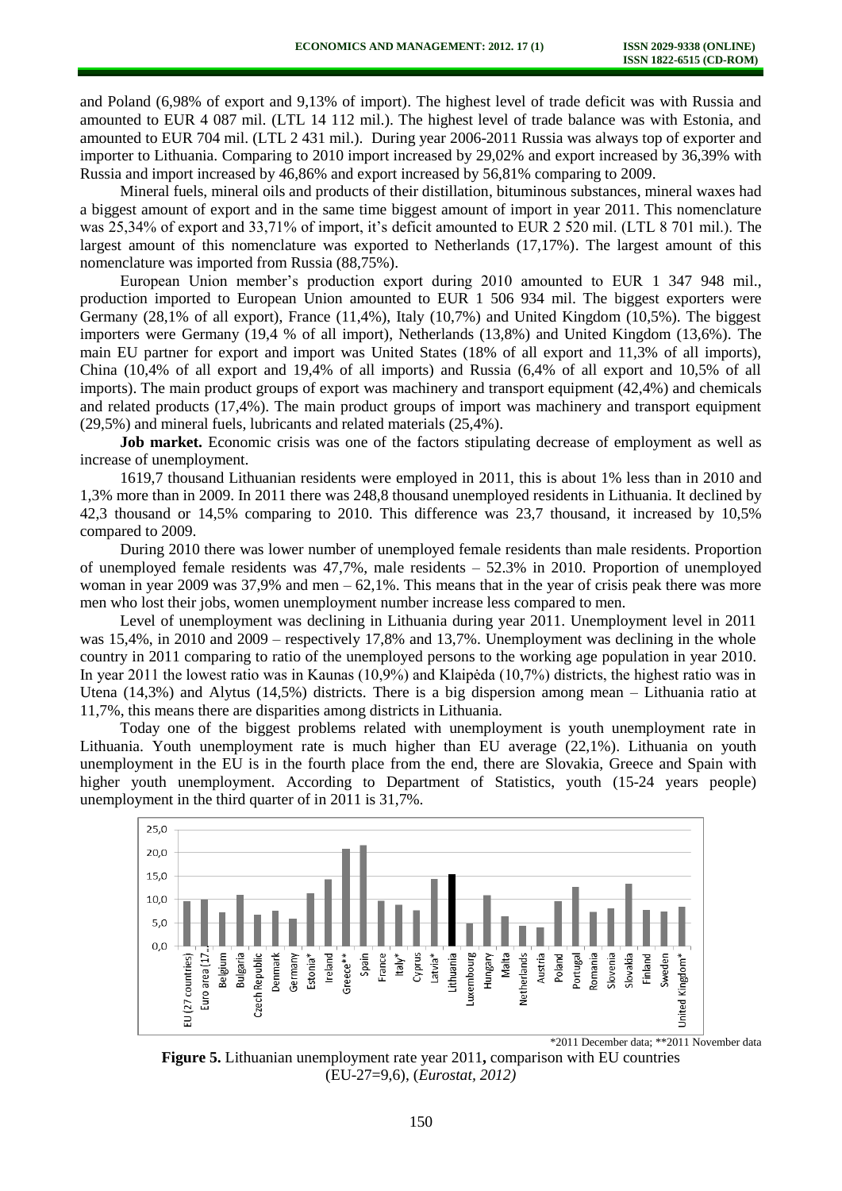and Poland (6,98% of export and 9,13% of import). The highest level of trade deficit was with Russia and amounted to EUR 4 087 mil. (LTL 14 112 mil.). The highest level of trade balance was with Estonia, and amounted to EUR 704 mil. (LTL 2 431 mil.). During year 2006-2011 Russia was always top of exporter and importer to Lithuania. Comparing to 2010 import increased by 29,02% and export increased by 36,39% with Russia and import increased by 46,86% and export increased by 56,81% comparing to 2009.

Mineral fuels, mineral oils and products of their distillation, bituminous substances, mineral waxes had a biggest amount of export and in the same time biggest amount of import in year 2011. This nomenclature was 25,34% of export and 33,71% of import, it's deficit amounted to EUR 2 520 mil. (LTL 8 701 mil.). The largest amount of this nomenclature was exported to Netherlands (17,17%). The largest amount of this nomenclature was imported from Russia (88,75%).

European Union member's production export during 2010 amounted to EUR 1 347 948 mil., production imported to European Union amounted to EUR 1 506 934 mil. The biggest exporters were Germany (28,1% of all export), France (11,4%), Italy (10,7%) and United Kingdom (10,5%). The biggest importers were Germany (19,4 % of all import), Netherlands (13,8%) and United Kingdom (13,6%). The main EU partner for export and import was United States (18% of all export and 11,3% of all imports), China (10,4% of all export and 19,4% of all imports) and Russia (6,4% of all export and 10,5% of all imports). The main product groups of export was machinery and transport equipment (42,4%) and chemicals and related products (17,4%). The main product groups of import was machinery and transport equipment (29,5%) and mineral fuels, lubricants and related materials (25,4%).

**Job market.** Economic crisis was one of the factors stipulating decrease of employment as well as increase of unemployment.

1619,7 thousand Lithuanian residents were employed in 2011, this is about 1% less than in 2010 and 1,3% more than in 2009. In 2011 there was 248,8 thousand unemployed residents in Lithuania. It declined by 42,3 thousand or 14,5% comparing to 2010. This difference was 23,7 thousand, it increased by 10,5% compared to 2009.

During 2010 there was lower number of unemployed female residents than male residents. Proportion of unemployed female residents was 47,7%, male residents – 52.3% in 2010. Proportion of unemployed woman in year 2009 was 37,9% and men – 62,1%. This means that in the year of crisis peak there was more men who lost their jobs, women unemployment number increase less compared to men.

Level of unemployment was declining in Lithuania during year 2011. Unemployment level in 2011 was 15,4%, in 2010 and 2009 – respectively 17,8% and 13,7%. Unemployment was declining in the whole country in 2011 comparing to ratio of the unemployed persons to the working age population in year 2010. In year 2011 the lowest ratio was in Kaunas (10,9%) and Klaipėda (10,7%) districts, the highest ratio was in Utena (14,3%) and Alytus (14,5%) districts. There is a big dispersion among mean – Lithuania ratio at 11,7%, this means there are disparities among districts in Lithuania.

Today one of the biggest problems related with unemployment is youth unemployment rate in Lithuania. Youth unemployment rate is much higher than EU average (22,1%). Lithuania on youth unemployment in the EU is in the fourth place from the end, there are Slovakia, Greece and Spain with higher youth unemployment. According to Department of Statistics, youth (15-24 years people) unemployment in the third quarter of in 2011 is 31,7%.

*2011 December data; **2011 November data

**Figure 5.** Lithuanian unemployment rate year 2011**,** comparison with EU countries (EU-27=9,6), (*Eurostat, 2012)*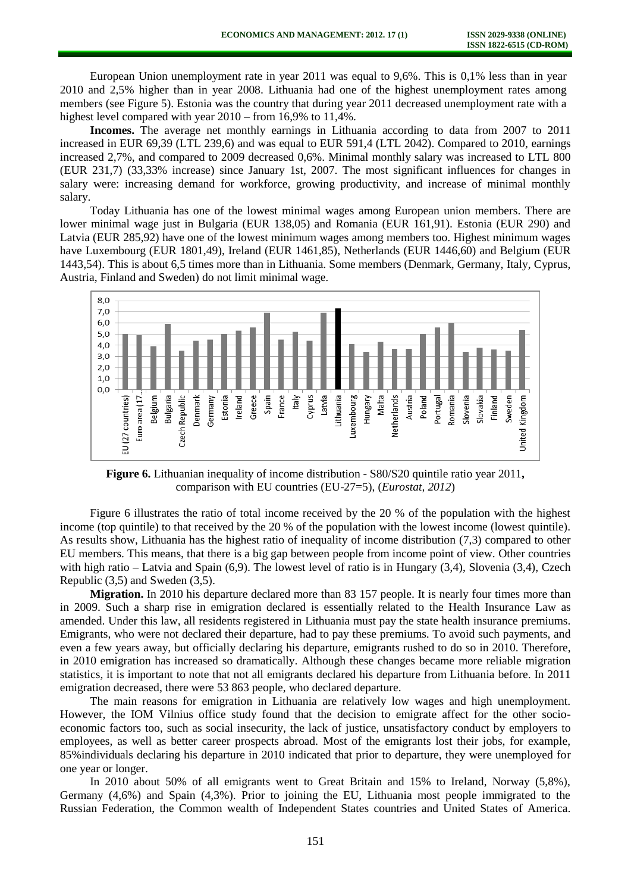European Union unemployment rate in year 2011 was equal to 9,6%. This is 0,1% less than in year 2010 and 2,5% higher than in year 2008. Lithuania had one of the highest unemployment rates among members (see Figure 5). Estonia was the country that during year 2011 decreased unemployment rate with a highest level compared with year 2010 – from 16,9% to 11,4%.

**Incomes.** The average net monthly earnings in Lithuania according to data from 2007 to 2011 increased in EUR 69,39 (LTL 239,6) and was equal to EUR 591,4 (LTL 2042). Compared to 2010, earnings increased 2,7%, and compared to 2009 decreased 0,6%. Minimal monthly salary was increased to LTL 800 (EUR 231,7) (33,33% increase) since January 1st, 2007. The most significant influences for changes in salary were: increasing demand for workforce, growing productivity, and increase of minimal monthly salary.

Today Lithuania has one of the lowest minimal wages among European union members. There are lower minimal wage just in Bulgaria (EUR 138,05) and Romania (EUR 161,91). Estonia (EUR 290) and Latvia (EUR 285,92) have one of the lowest minimum wages among members too. Highest minimum wages have Luxembourg (EUR 1801,49), Ireland (EUR 1461,85), Netherlands (EUR 1446,60) and Belgium (EUR 1443,54). This is about 6,5 times more than in Lithuania. Some members (Denmark, Germany, Italy, Cyprus, Austria, Finland and Sweden) do not limit minimal wage.

**Figure 6.** Lithuanian inequality of income distribution - S80/S20 quintile ratio year 2011, comparison with EU countries (EU-27=5), (*Eurostat, 2012*)

Figure 6 illustrates the ratio of total income received by the 20 % of the population with the highest income (top quintile) to that received by the 20 % of the population with the lowest income (lowest quintile). As results show, Lithuania has the highest ratio of inequality of income distribution (7,3) compared to other EU members. This means, that there is a big gap between people from income point of view. Other countries with high ratio – Latvia and Spain (6,9). The lowest level of ratio is in Hungary (3,4), Slovenia (3,4), Czech Republic (3,5) and Sweden (3,5).

**Migration.** In 2010 his departure declared more than 83 157 people. It is nearly four times more than in 2009. Such a sharp rise in emigration declared is essentially related to the Health Insurance Law as amended. Under this law, all residents registered in Lithuania must pay the state health insurance premiums. Emigrants, who were not declared their departure, had to pay these premiums. To avoid such payments, and even a few years away, but officially declaring his departure, emigrants rushed to do so in 2010. Therefore, in 2010 emigration has increased so dramatically. Although these changes became more reliable migration statistics, it is important to note that not all emigrants declared his departure from Lithuania before. In 2011 emigration decreased, there were 53 863 people, who declared departure.

The main reasons for emigration in Lithuania are relatively low wages and high unemployment. However, the IOM Vilnius office study found that the decision to emigrate affect for the other socio-economic factors too, such as social insecurity, the lack of justice, unsatisfactory conduct by employers to employees, as well as better career prospects abroad. Most of the emigrants lost their jobs, for example, 85%individuals declaring his departure in 2010 indicated that prior to departure, they were unemployed for one year or longer.

In 2010 about 50% of all emigrants went to Great Britain and 15% to Ireland, Norway (5,8%), Germany (4,6%) and Spain (4,3%). Prior to joining the EU, Lithuania most people immigrated to the Russian Federation, the Common wealth of Independent States countries and United States of America.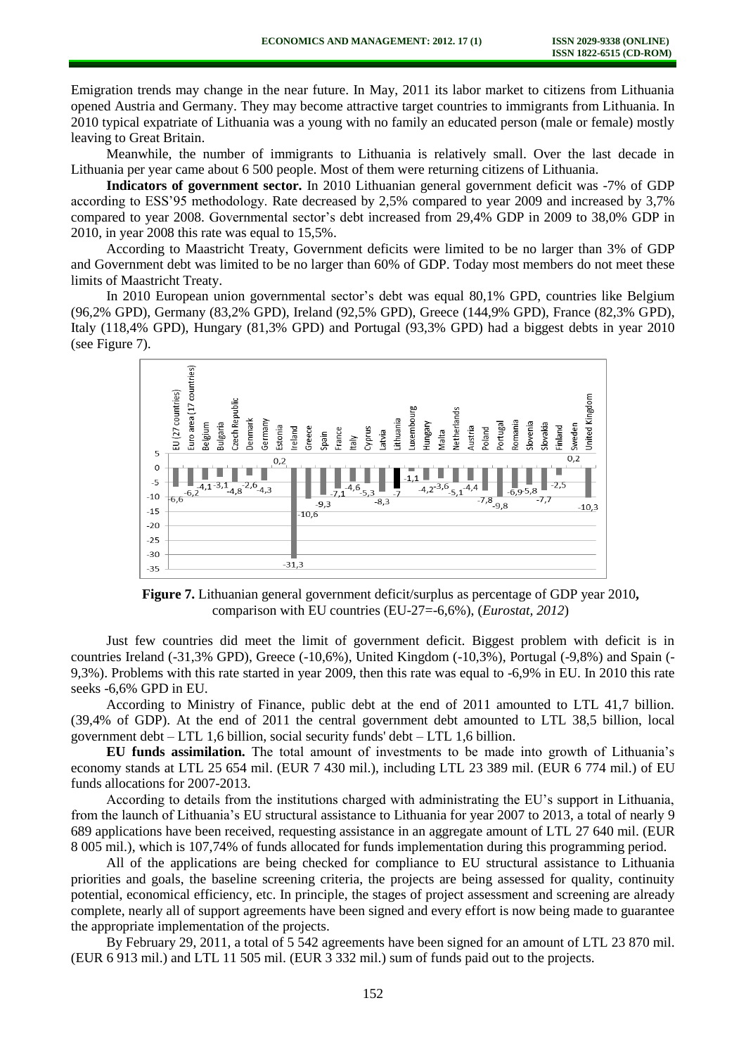Emigration trends may change in the near future. In May, 2011 its labor market to citizens from Lithuania opened Austria and Germany. They may become attractive target countries to immigrants from Lithuania. In 2010 typical expatriate of Lithuania was a young with no family an educated person (male or female) mostly leaving to Great Britain.

Meanwhile, the number of immigrants to Lithuania is relatively small. Over the last decade in Lithuania per year came about 6 500 people. Most of them were returning citizens of Lithuania.

**Indicators of government sector.** In 2010 Lithuanian general government deficit was -7% of GDP according to ESS'95 methodology. Rate decreased by 2,5% compared to year 2009 and increased by 3,7% compared to year 2008. Governmental sector's debt increased from 29,4% GDP in 2009 to 38,0% GDP in 2010, in year 2008 this rate was equal to 15,5%.

According to Maastricht Treaty, Government deficits were limited to be no larger than 3% of GDP and Government debt was limited to be no larger than 60% of GDP. Today most members do not meet these limits of Maastricht Treaty.

In 2010 European union governmental sector's debt was equal 80,1% GPD, countries like Belgium (96,2% GPD), Germany (83,2% GPD), Ireland (92,5% GPD), Greece (144,9% GPD), France (82,3% GPD), Italy (118,4% GPD), Hungary (81,3% GPD) and Portugal (93,3% GPD) had a biggest debts in year 2010 (see Figure 7).

**Figure 7.** Lithuanian general government deficit/surplus as percentage of GDP year 2010**,** comparison with EU countries (EU-27=-6,6%), (*Eurostat, 2012*)

Just few countries did meet the limit of government deficit. Biggest problem with deficit is in countries Ireland (-31,3% GPD), Greece (-10,6%), United Kingdom (-10,3%), Portugal (-9,8%) and Spain (-9,3%). Problems with this rate started in year 2009, then this rate was equal to -6,9% in EU. In 2010 this rate seeks -6,6% GPD in EU.

According to Ministry of Finance, public debt at the end of 2011 amounted to LTL 41,7 billion. (39,4% of GDP). At the end of 2011 the central government debt amounted to LTL 38,5 billion, local government debt – LTL 1,6 billion, social security funds' debt – LTL 1,6 billion.

**EU funds assimilation.** The total amount of investments to be made into growth of Lithuania's economy stands at LTL 25 654 mil. (EUR 7 430 mil.), including LTL 23 389 mil. (EUR 6 774 mil.) of EU funds allocations for 2007-2013.

According to details from the institutions charged with administrating the EU's support in Lithuania, from the launch of Lithuania's EU structural assistance to Lithuania for year 2007 to 2013, a total of nearly 9 689 applications have been received, requesting assistance in an aggregate amount of LTL 27 640 mil. (EUR 8 005 mil.), which is 107,74% of funds allocated for funds implementation during this programming period.

All of the applications are being checked for compliance to EU structural assistance to Lithuania priorities and goals, the baseline screening criteria, the projects are being assessed for quality, continuity potential, economical efficiency, etc. In principle, the stages of project assessment and screening are already complete, nearly all of support agreements have been signed and every effort is now being made to guarantee the appropriate implementation of the projects.

By February 29, 2011, a total of 5 542 agreements have been signed for an amount of LTL 23 870 mil. (EUR 6 913 mil.) and LTL 11 505 mil. (EUR 3 332 mil.) sum of funds paid out to the projects.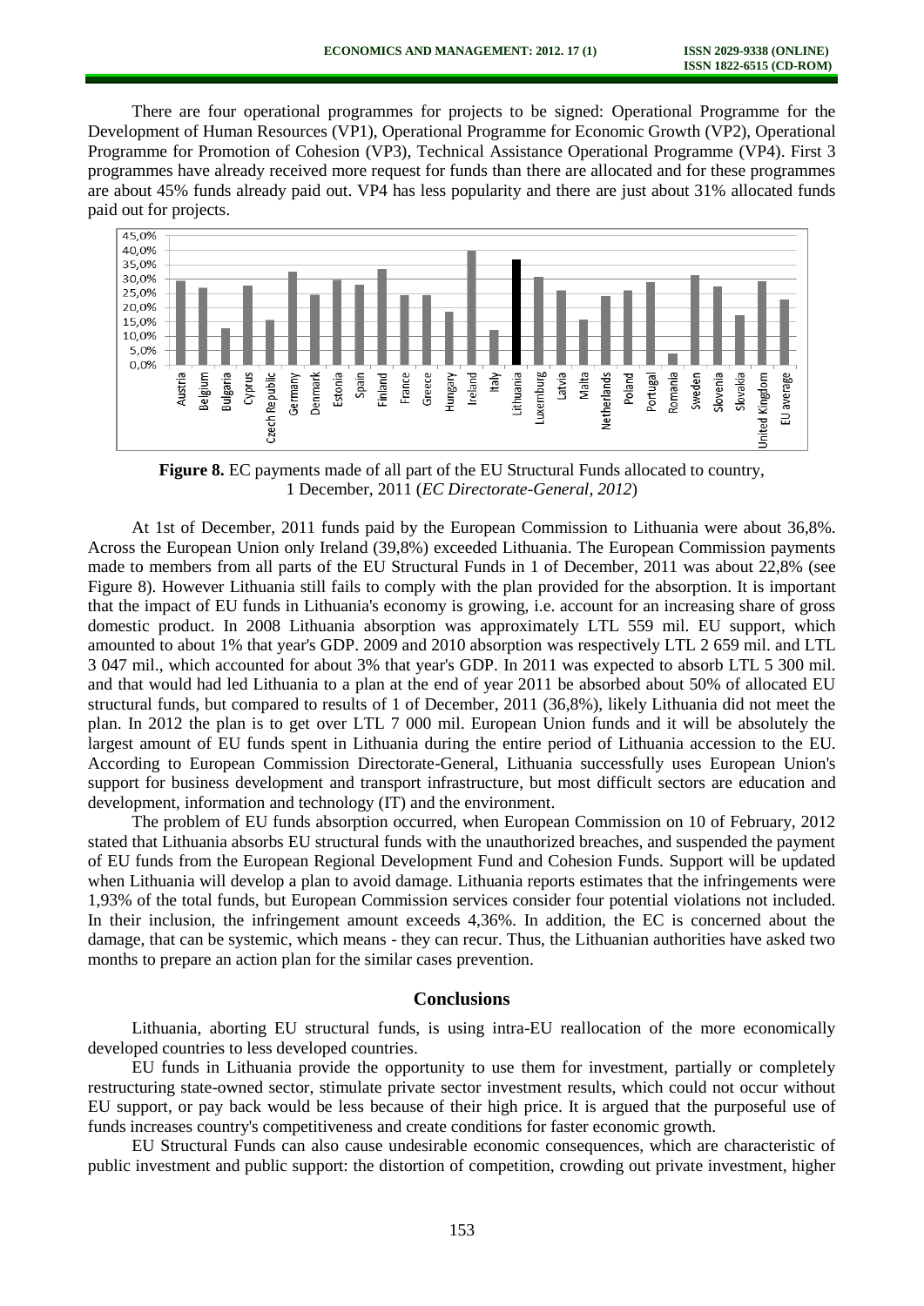There are four operational programmes for projects to be signed: Operational Programme for the Development of Human Resources (VP1), Operational Programme for Economic Growth (VP2), Operational Programme for Promotion of Cohesion (VP3), Technical Assistance Operational Programme (VP4). First 3 programmes have already received more request for funds than there are allocated and for these programmes are about 45% funds already paid out. VP4 has less popularity and there are just about 31% allocated funds paid out for projects.

**Figure 8.** EC payments made of all part of the EU Structural Funds allocated to country, 1 December, 2011 (*EC Directorate-General, 2012*)

At 1st of December, 2011 funds paid by the European Commission to Lithuania were about 36,8%. Across the European Union only Ireland (39,8%) exceeded Lithuania. The European Commission payments made to members from all parts of the EU Structural Funds in 1 of December, 2011 was about 22,8% (see Figure 8). However Lithuania still fails to comply with the plan provided for the absorption. It is important that the impact of EU funds in Lithuania's economy is growing, i.e. account for an increasing share of gross domestic product. In 2008 Lithuania absorption was approximately LTL 559 mil. EU support, which amounted to about 1% that year's GDP. 2009 and 2010 absorption was respectively LTL 2 659 mil. and LTL 3 047 mil., which accounted for about 3% that year's GDP. In 2011 was expected to absorb LTL 5 300 mil. and that would had led Lithuania to a plan at the end of year 2011 be absorbed about 50% of allocated EU structural funds, but compared to results of 1 of December, 2011 (36,8%), likely Lithuania did not meet the plan. In 2012 the plan is to get over LTL 7 000 mil. European Union funds and it will be absolutely the largest amount of EU funds spent in Lithuania during the entire period of Lithuania accession to the EU. According to European Commission Directorate-General, Lithuania successfully uses European Union's support for business development and transport infrastructure, but most difficult sectors are education and development, information and technology (IT) and the environment.

The problem of EU funds absorption occurred, when European Commission on 10 of February, 2012 stated that Lithuania absorbs EU structural funds with the unauthorized breaches, and suspended the payment of EU funds from the European Regional Development Fund and Cohesion Funds. Support will be updated when Lithuania will develop a plan to avoid damage. Lithuania reports estimates that the infringements were 1,93% of the total funds, but European Commission services consider four potential violations not included. In their inclusion, the infringement amount exceeds 4,36%. In addition, the EC is concerned about the damage, that can be systemic, which means - they can recur. Thus, the Lithuanian authorities have asked two months to prepare an action plan for the similar cases prevention.

## Conclusions

Lithuania, aborting EU structural funds, is using intra-EU reallocation of the more economically developed countries to less developed countries.

EU funds in Lithuania provide the opportunity to use them for investment, partially or completely restructuring state-owned sector, stimulate private sector investment results, which could not occur without EU support, or pay back would be less because of their high price. It is argued that the purposeful use of funds increases country's competitiveness and create conditions for faster economic growth.

EU Structural Funds can also cause undesirable economic consequences, which are characteristic of public investment and public support: the distortion of competition, crowding out private investment, higher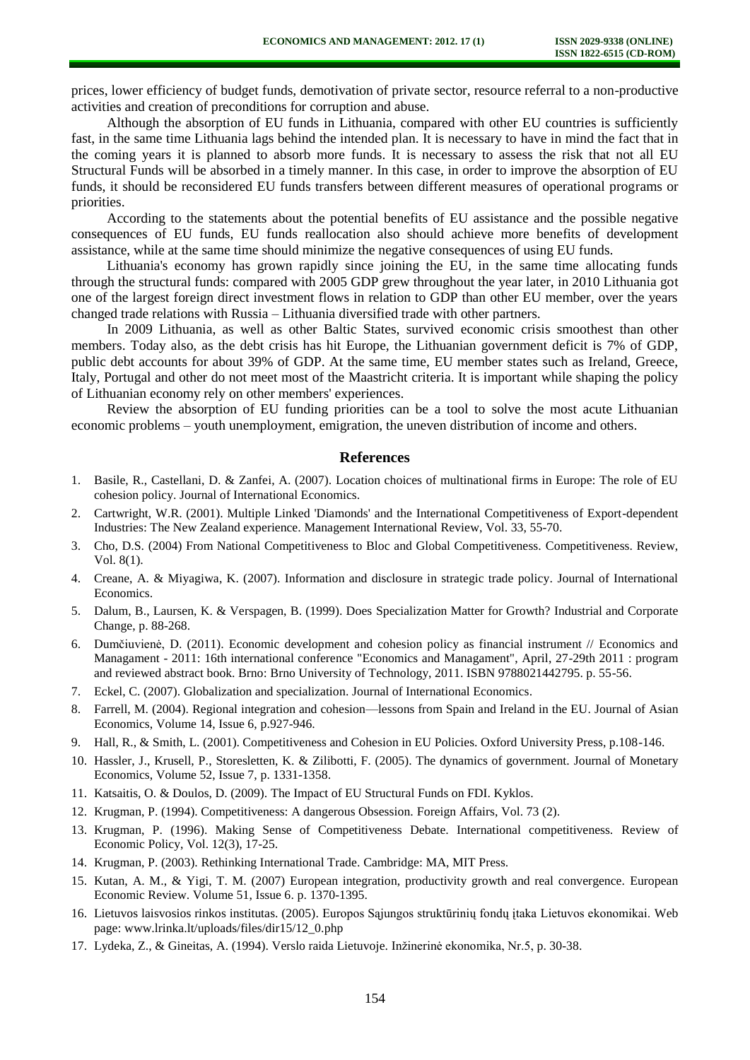prices, lower efficiency of budget funds, demotivation of private sector, resource referral to a non-productive activities and creation of preconditions for corruption and abuse.

Although the absorption of EU funds in Lithuania, compared with other EU countries is sufficiently fast, in the same time Lithuania lags behind the intended plan. It is necessary to have in mind the fact that in the coming years it is planned to absorb more funds. It is necessary to assess the risk that not all EU Structural Funds will be absorbed in a timely manner. In this case, in order to improve the absorption of EU funds, it should be reconsidered EU funds transfers between different measures of operational programs or priorities.

According to the statements about the potential benefits of EU assistance and the possible negative consequences of EU funds, EU funds reallocation also should achieve more benefits of development assistance, while at the same time should minimize the negative consequences of using EU funds.

Lithuania's economy has grown rapidly since joining the EU, in the same time allocating funds through the structural funds: compared with 2005 GDP grew throughout the year later, in 2010 Lithuania got one of the largest foreign direct investment flows in relation to GDP than other EU member, over the years changed trade relations with Russia – Lithuania diversified trade with other partners.

In 2009 Lithuania, as well as other Baltic States, survived economic crisis smoothest than other members. Today also, as the debt crisis has hit Europe, the Lithuanian government deficit is 7% of GDP, public debt accounts for about 39% of GDP. At the same time, EU member states such as Ireland, Greece, Italy, Portugal and other do not meet most of the Maastricht criteria. It is important while shaping the policy of Lithuanian economy rely on other members' experiences.

Review the absorption of EU funding priorities can be a tool to solve the most acute Lithuanian economic problems – youth unemployment, emigration, the uneven distribution of income and others.

## References

1. Basile, R., Castellani, D. & Zanfei, A. (2007). Location choices of multinational firms in Europe: The role of EU cohesion policy. Journal of International Economics.
2. Cartwright, W.R. (2001). Multiple Linked 'Diamonds' and the International Competitiveness of Export-dependent Industries: The New Zealand experience. Management International Review, Vol. 33, 55-70.
3. Cho, D.S. (2004) From National Competitiveness to Bloc and Global Competitiveness. Competitiveness. Review, Vol. 8(1).
4. Creane, A. & Miyagiwa, K. (2007). Information and disclosure in strategic trade policy. Journal of International Economics.
5. Dalum, B., Laursen, K. & Verspagen, B. (1999). Does Specialization Matter for Growth? Industrial and Corporate Change, p. 88-268.
6. Dumčiuvienė, D. (2011). Economic development and cohesion policy as financial instrument // Economics and Managament - 2011: 16th international conference "Economics and Managament", April, 27-29th 2011 : program and reviewed abstract book. Brno: Brno University of Technology, 2011. ISBN 9788021442795. p. 55-56.
7. Eckel, C. (2007). Globalization and specialization. Journal of International Economics.
8. Farrell, M. (2004). Regional integration and cohesion—lessons from Spain and Ireland in the EU. Journal of Asian Economics, Volume 14, Issue 6, p.927-946.
9. Hall, R., & Smith, L. (2001). Competitiveness and Cohesion in EU Policies. Oxford University Press, p.108-146.
10. Hassler, J., Krusell, P., Storesletten, K. & Zilibotti, F. (2005). The dynamics of government. Journal of Monetary Economics, Volume 52, Issue 7, p. 1331-1358.
11. Katsaitis, O. & Doulos, D. (2009). The Impact of EU Structural Funds on FDI. Kyklos.
12. Krugman, P. (1994). Competitiveness: A dangerous Obsession. Foreign Affairs, Vol. 73 (2).
13. Krugman, P. (1996). Making Sense of Competitiveness Debate. International competitiveness. Review of Economic Policy, Vol. 12(3), 17-25.
14. Krugman, P. (2003). Rethinking International Trade. Cambridge: MA, MIT Press.
15. Kutan, A. M., & Yigi, T. M. (2007) European integration, productivity growth and real convergence. European Economic Review. Volume 51, Issue 6. p. 1370-1395.
16. Lietuvos laisvosios rinkos institutas. (2005). Europos Sąjungos struktūrinių fondų įtaka Lietuvos ekonomikai. Web page: www.lrinka.lt/uploads/files/dir15/12_0.php
17. Lydeka, Z., & Gineitas, A. (1994). Verslo raida Lietuvoje. Inžinerinė ekonomika, Nr.5, p. 30-38.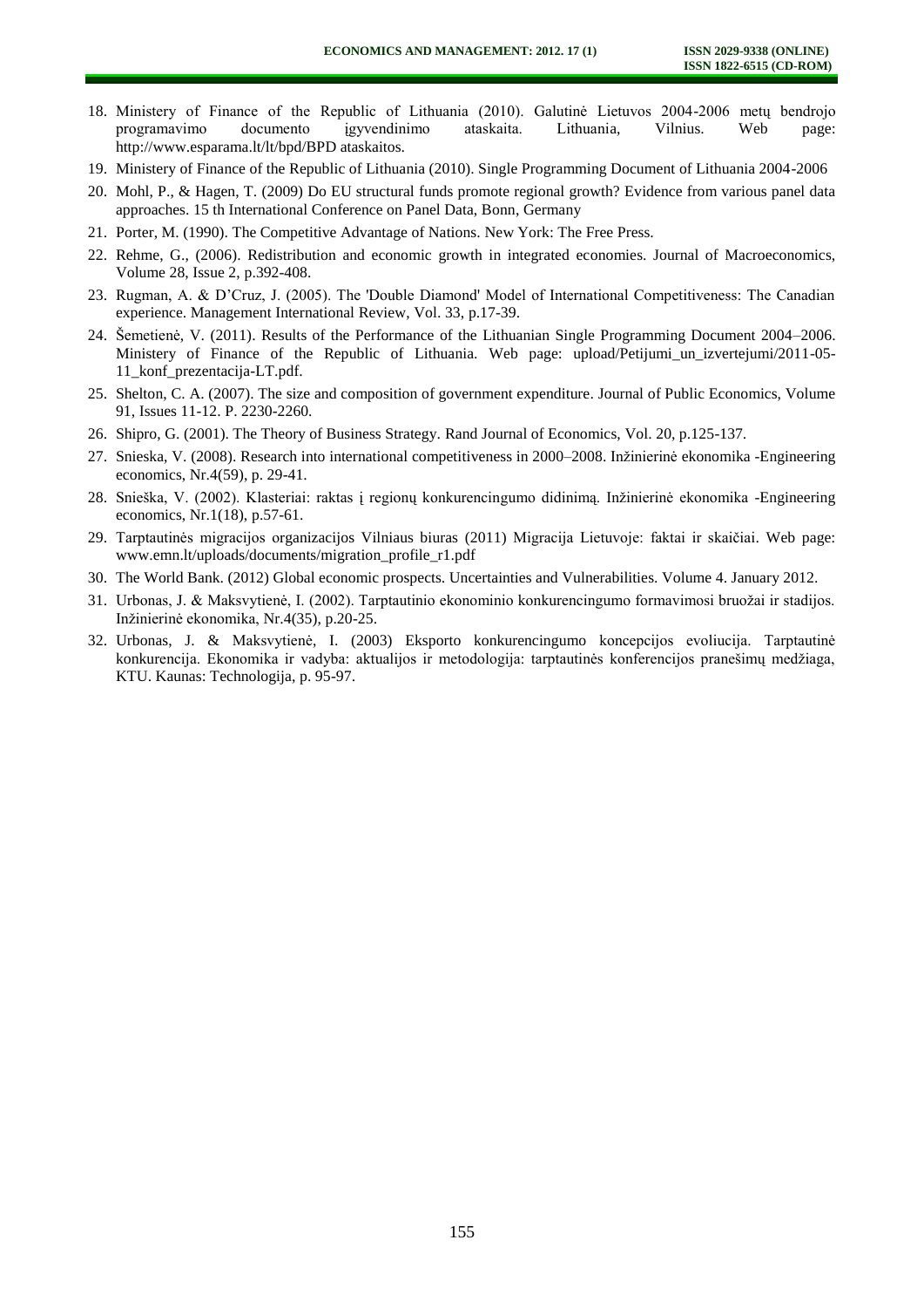18. Ministery of Finance of the Republic of Lithuania (2010). Galutinė Lietuvos 2004-2006 metų bendrojo programavimo documento įgyvendinimo ataskaita. Lithuania, Vilnius. Web page: http://www.esparama.lt/lt/bpd/BPD ataskaitos.
19. Ministery of Finance of the Republic of Lithuania (2010). Single Programming Document of Lithuania 2004-2006
20. Mohl, P., & Hagen, T. (2009) Do EU structural funds promote regional growth? Evidence from various panel data approaches. 15 th International Conference on Panel Data, Bonn, Germany
21. Porter, M. (1990). The Competitive Advantage of Nations. New York: The Free Press.
22. Rehme, G., (2006). Redistribution and economic growth in integrated economies. Journal of Macroeconomics, Volume 28, Issue 2, p.392-408.
23. Rugman, A. & D'Cruz, J. (2005). The 'Double Diamond' Model of International Competitiveness: The Canadian experience. Management International Review, Vol. 33, p.17-39.
24. Šemetienė, V. (2011). Results of the Performance of the Lithuanian Single Programming Document 2004–2006. Ministery of Finance of the Republic of Lithuania. Web page: upload/Petijumi_un_izvertejumi/2011-05-11_konf_prezentacija-LT.pdf.
25. Shelton, C. A. (2007). The size and composition of government expenditure. Journal of Public Economics, Volume 91, Issues 11-12. P. 2230-2260.
26. Shipro, G. (2001). The Theory of Business Strategy. Rand Journal of Economics, Vol. 20, p.125-137.
27. Snieska, V. (2008). Research into international competitiveness in 2000–2008. Inžinierinė ekonomika -Engineering economics, Nr.4(59), p. 29-41.
28. Snieška, V. (2002). Klasteriai: raktas į regionų konkurencingumo didinimą. Inžinierinė ekonomika -Engineering economics, Nr.1(18), p.57-61.
29. Tarptautinės migracijos organizacijos Vilniaus biuras (2011) Migracija Lietuvoje: faktai ir skaičiai. Web page: www.emn.lt/uploads/documents/migration_profile_r1.pdf
30. The World Bank. (2012) Global economic prospects. Uncertainties and Vulnerabilities. Volume 4. January 2012.
31. Urbonas, J. & Maksvytienė, I. (2002). Tarptautinio ekonominio konkurencingumo formavimosi bruožai ir stadijos. Inžinierinė ekonomika, Nr.4(35), p.20-25.
32. Urbonas, J. & Maksvytienė, I. (2003) Eksporto konkurencingumo koncepcijos evoliucija. Tarptautinė konkurencija. Ekonomika ir vadyba: aktualijos ir metodologija: tarptautinės konferencijos pranešimų medžiaga, KTU. Kaunas: Technologija, p. 95-97.